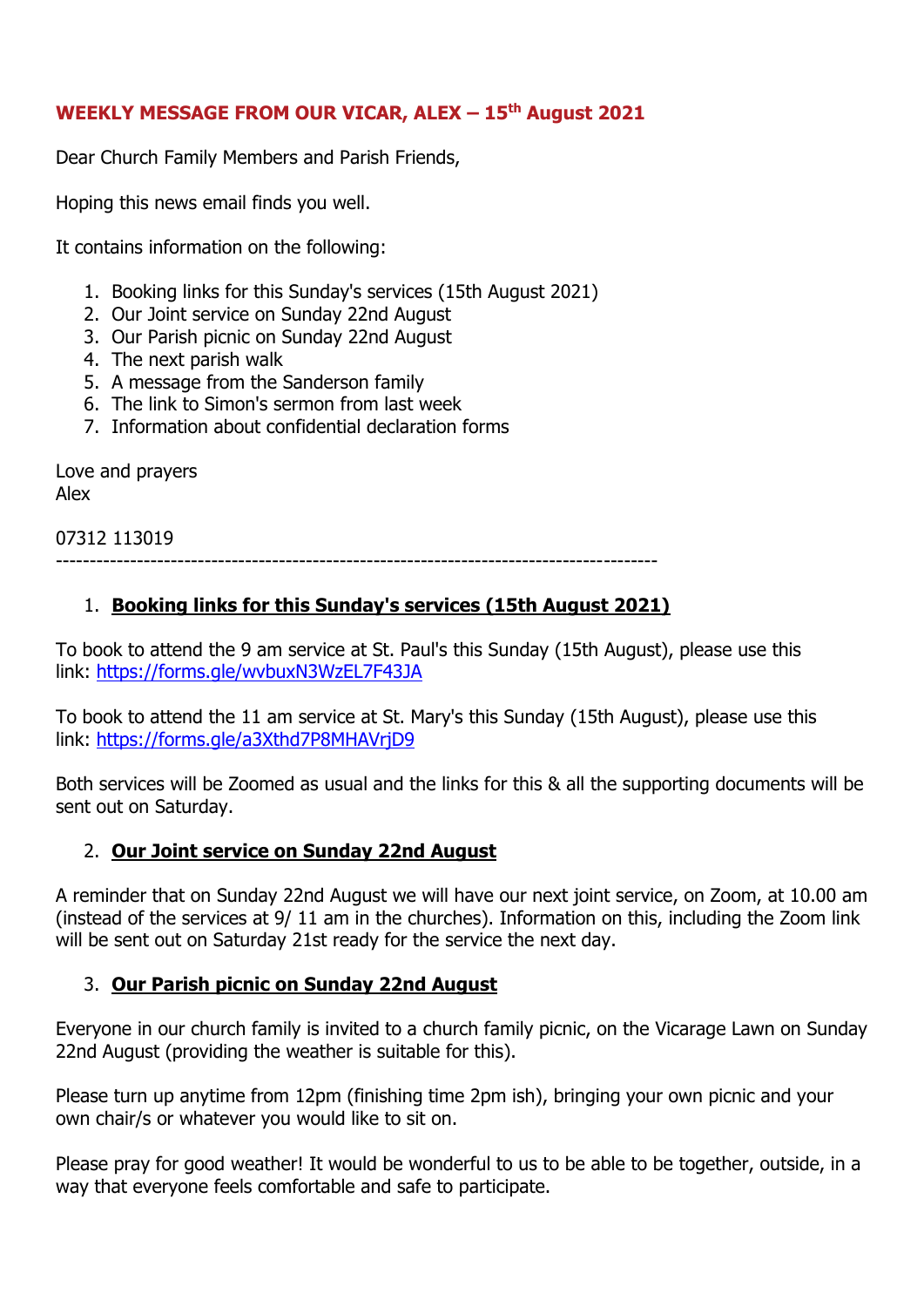**WEEKLY MESSAGE FROM OUR VICAR, ALEX – 15th August 2021**

Dear Church Family Members and Parish Friends,

Hoping this news email finds you well.

It contains information on the following:

1. Booking links for this Sunday's services (15th August 2021)
2. Our Joint service on Sunday 22nd August
3. Our Parish picnic on Sunday 22nd August
4. The next parish walk
5. A message from the Sanderson family
6. The link to Simon's sermon from last week
7. Information about confidential declaration forms

Love and prayers
Alex

07312 113019

---

1. **Booking links for this Sunday's services (15th August 2021)**

To book to attend the 9 am service at St. Paul's this Sunday (15th August), please use this link: https://forms.gle/wvbuxN3WzEL7F43JA

To book to attend the 11 am service at St. Mary's this Sunday (15th August), please use this link: https://forms.gle/a3Xthd7P8MHAVrjD9

Both services will be Zoomed as usual and the links for this & all the supporting documents will be sent out on Saturday.

2. **Our Joint service on Sunday 22nd August**

A reminder that on Sunday 22nd August we will have our next joint service, on Zoom, at 10.00 am (instead of the services at 9/ 11 am in the churches). Information on this, including the Zoom link will be sent out on Saturday 21st ready for the service the next day.

3. **Our Parish picnic on Sunday 22nd August**

Everyone in our church family is invited to a church family picnic, on the Vicarage Lawn on Sunday 22nd August (providing the weather is suitable for this).

Please turn up anytime from 12pm (finishing time 2pm ish), bringing your own picnic and your own chair/s or whatever you would like to sit on.

Please pray for good weather! It would be wonderful to us to be able to be together, outside, in a way that everyone feels comfortable and safe to participate.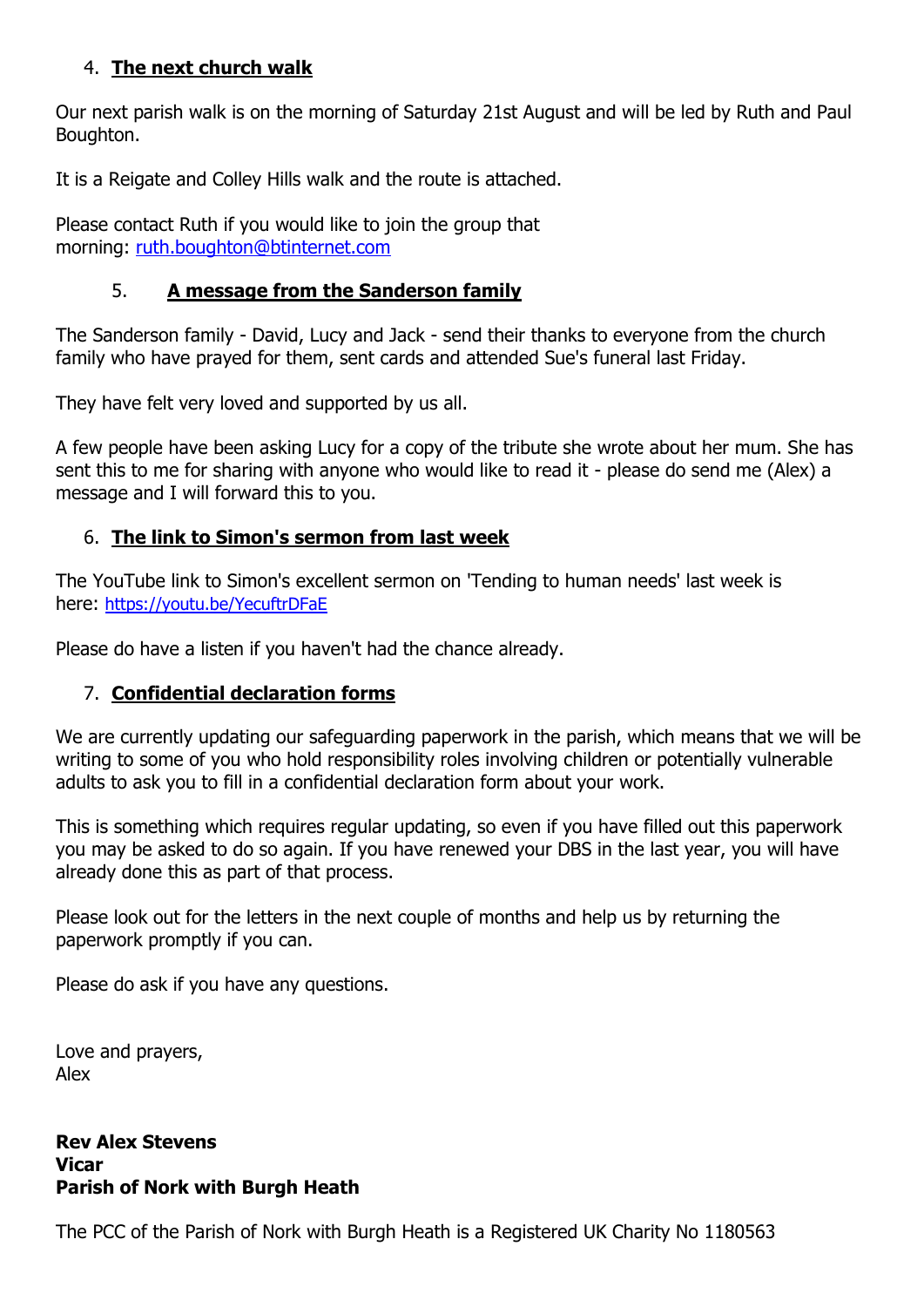4. **The next church walk**

Our next parish walk is on the morning of Saturday 21st August and will be led by Ruth and Paul Boughton.

It is a Reigate and Colley Hills walk and the route is attached.

Please contact Ruth if you would like to join the group that morning: ruth.boughton@btinternet.com

5. **A message from the Sanderson family**

The Sanderson family - David, Lucy and Jack - send their thanks to everyone from the church family who have prayed for them, sent cards and attended Sue's funeral last Friday.

They have felt very loved and supported by us all.

A few people have been asking Lucy for a copy of the tribute she wrote about her mum. She has sent this to me for sharing with anyone who would like to read it - please do send me (Alex) a message and I will forward this to you.

6. **The link to Simon's sermon from last week**

The YouTube link to Simon's excellent sermon on 'Tending to human needs' last week is here: https://youtu.be/YecuftrDFaE

Please do have a listen if you haven't had the chance already.

7. **Confidential declaration forms**

We are currently updating our safeguarding paperwork in the parish, which means that we will be writing to some of you who hold responsibility roles involving children or potentially vulnerable adults to ask you to fill in a confidential declaration form about your work.

This is something which requires regular updating, so even if you have filled out this paperwork you may be asked to do so again. If you have renewed your DBS in the last year, you will have already done this as part of that process.

Please look out for the letters in the next couple of months and help us by returning the paperwork promptly if you can.

Please do ask if you have any questions.

Love and prayers,
Alex

**Rev Alex Stevens**
**Vicar**
**Parish of Nork with Burgh Heath**

The PCC of the Parish of Nork with Burgh Heath is a Registered UK Charity No 1180563